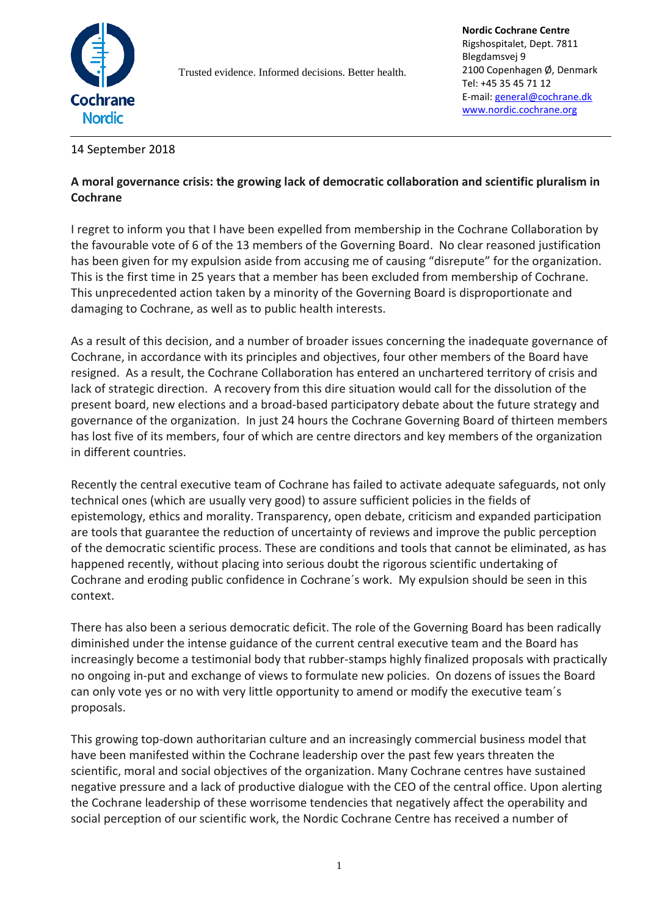Cochrane
Nordic

Trusted evidence. Informed decisions. Better health.

**Nordic Cochrane Centre**
Rigshospitalet, Dept. 7811
Blegdamsvej 9
2100 Copenhagen Ø, Denmark
Tel: +45 35 45 71 12
E-mail: general@cochrane.dk
www.nordic.cochrane.org

14 September 2018

**A moral governance crisis: the growing lack of democratic collaboration and scientific pluralism in Cochrane**

I regret to inform you that I have been expelled from membership in the Cochrane Collaboration by the favourable vote of 6 of the 13 members of the Governing Board. No clear reasoned justification has been given for my expulsion aside from accusing me of causing "disrepute" for the organization. This is the first time in 25 years that a member has been excluded from membership of Cochrane. This unprecedented action taken by a minority of the Governing Board is disproportionate and damaging to Cochrane, as well as to public health interests.

As a result of this decision, and a number of broader issues concerning the inadequate governance of Cochrane, in accordance with its principles and objectives, four other members of the Board have resigned. As a result, the Cochrane Collaboration has entered an unchartered territory of crisis and lack of strategic direction. A recovery from this dire situation would call for the dissolution of the present board, new elections and a broad-based participatory debate about the future strategy and governance of the organization. In just 24 hours the Cochrane Governing Board of thirteen members has lost five of its members, four of which are centre directors and key members of the organization in different countries.

Recently the central executive team of Cochrane has failed to activate adequate safeguards, not only technical ones (which are usually very good) to assure sufficient policies in the fields of epistemology, ethics and morality. Transparency, open debate, criticism and expanded participation are tools that guarantee the reduction of uncertainty of reviews and improve the public perception of the democratic scientific process. These are conditions and tools that cannot be eliminated, as has happened recently, without placing into serious doubt the rigorous scientific undertaking of Cochrane and eroding public confidence in Cochrane´s work. My expulsion should be seen in this context.

There has also been a serious democratic deficit. The role of the Governing Board has been radically diminished under the intense guidance of the current central executive team and the Board has increasingly become a testimonial body that rubber-stamps highly finalized proposals with practically no ongoing in-put and exchange of views to formulate new policies. On dozens of issues the Board can only vote yes or no with very little opportunity to amend or modify the executive team´s proposals.

This growing top-down authoritarian culture and an increasingly commercial business model that have been manifested within the Cochrane leadership over the past few years threaten the scientific, moral and social objectives of the organization. Many Cochrane centres have sustained negative pressure and a lack of productive dialogue with the CEO of the central office. Upon alerting the Cochrane leadership of these worrisome tendencies that negatively affect the operability and social perception of our scientific work, the Nordic Cochrane Centre has received a number of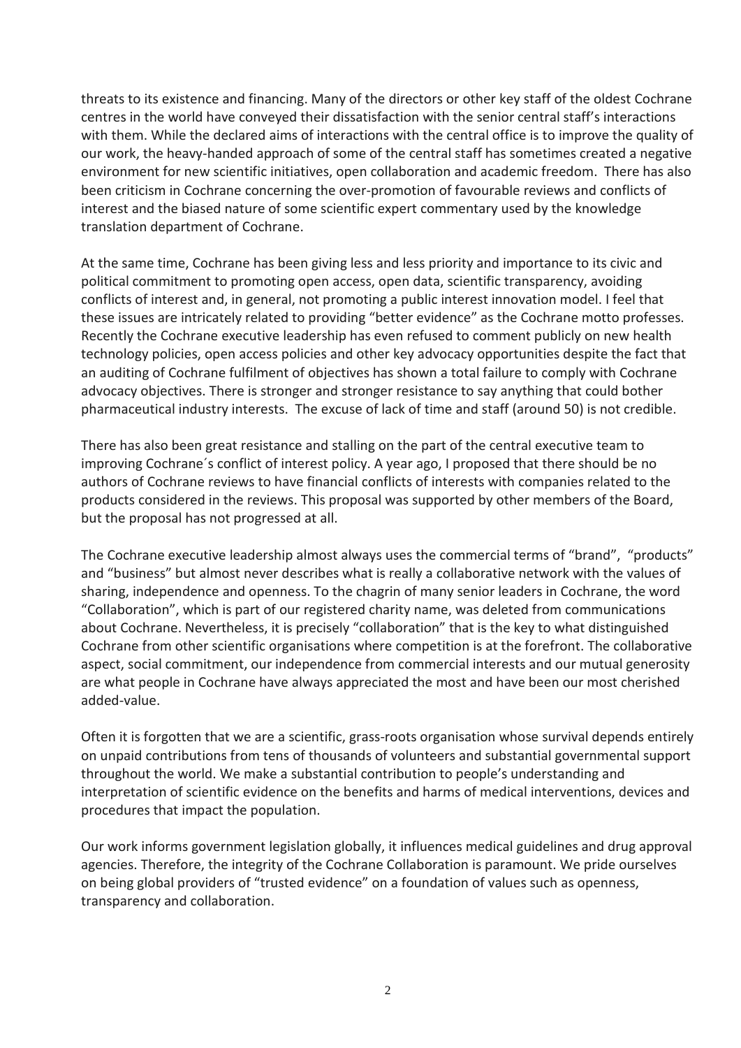threats to its existence and financing. Many of the directors or other key staff of the oldest Cochrane centres in the world have conveyed their dissatisfaction with the senior central staff's interactions with them. While the declared aims of interactions with the central office is to improve the quality of our work, the heavy-handed approach of some of the central staff has sometimes created a negative environment for new scientific initiatives, open collaboration and academic freedom. There has also been criticism in Cochrane concerning the over-promotion of favourable reviews and conflicts of interest and the biased nature of some scientific expert commentary used by the knowledge translation department of Cochrane.

At the same time, Cochrane has been giving less and less priority and importance to its civic and political commitment to promoting open access, open data, scientific transparency, avoiding conflicts of interest and, in general, not promoting a public interest innovation model. I feel that these issues are intricately related to providing "better evidence" as the Cochrane motto professes. Recently the Cochrane executive leadership has even refused to comment publicly on new health technology policies, open access policies and other key advocacy opportunities despite the fact that an auditing of Cochrane fulfilment of objectives has shown a total failure to comply with Cochrane advocacy objectives. There is stronger and stronger resistance to say anything that could bother pharmaceutical industry interests. The excuse of lack of time and staff (around 50) is not credible.

There has also been great resistance and stalling on the part of the central executive team to improving Cochrane´s conflict of interest policy. A year ago, I proposed that there should be no authors of Cochrane reviews to have financial conflicts of interests with companies related to the products considered in the reviews. This proposal was supported by other members of the Board, but the proposal has not progressed at all.

The Cochrane executive leadership almost always uses the commercial terms of "brand", "products" and "business" but almost never describes what is really a collaborative network with the values of sharing, independence and openness. To the chagrin of many senior leaders in Cochrane, the word "Collaboration", which is part of our registered charity name, was deleted from communications about Cochrane. Nevertheless, it is precisely "collaboration" that is the key to what distinguished Cochrane from other scientific organisations where competition is at the forefront. The collaborative aspect, social commitment, our independence from commercial interests and our mutual generosity are what people in Cochrane have always appreciated the most and have been our most cherished added-value.

Often it is forgotten that we are a scientific, grass-roots organisation whose survival depends entirely on unpaid contributions from tens of thousands of volunteers and substantial governmental support throughout the world. We make a substantial contribution to people's understanding and interpretation of scientific evidence on the benefits and harms of medical interventions, devices and procedures that impact the population.

Our work informs government legislation globally, it influences medical guidelines and drug approval agencies. Therefore, the integrity of the Cochrane Collaboration is paramount. We pride ourselves on being global providers of "trusted evidence" on a foundation of values such as openness, transparency and collaboration.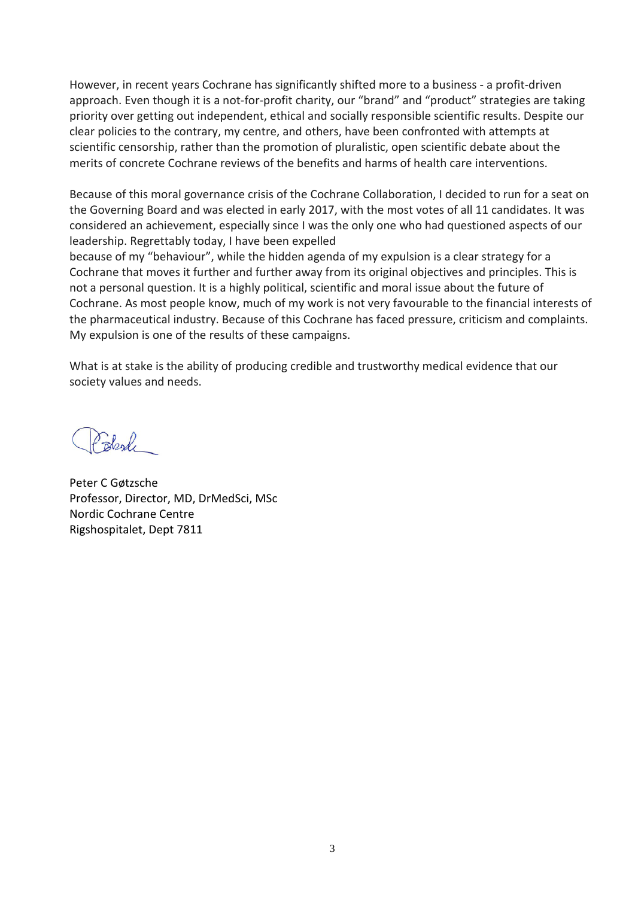However, in recent years Cochrane has significantly shifted more to a business - a profit-driven approach. Even though it is a not-for-profit charity, our "brand" and "product" strategies are taking priority over getting out independent, ethical and socially responsible scientific results. Despite our clear policies to the contrary, my centre, and others, have been confronted with attempts at scientific censorship, rather than the promotion of pluralistic, open scientific debate about the merits of concrete Cochrane reviews of the benefits and harms of health care interventions.

Because of this moral governance crisis of the Cochrane Collaboration, I decided to run for a seat on the Governing Board and was elected in early 2017, with the most votes of all 11 candidates. It was considered an achievement, especially since I was the only one who had questioned aspects of our leadership. Regrettably today, I have been expelled
because of my "behaviour", while the hidden agenda of my expulsion is a clear strategy for a Cochrane that moves it further and further away from its original objectives and principles. This is not a personal question. It is a highly political, scientific and moral issue about the future of Cochrane. As most people know, much of my work is not very favourable to the financial interests of the pharmaceutical industry. Because of this Cochrane has faced pressure, criticism and complaints. My expulsion is one of the results of these campaigns.

What is at stake is the ability of producing credible and trustworthy medical evidence that our society values and needs.

Peter C Gøtzsche
Professor, Director, MD, DrMedSci, MSc
Nordic Cochrane Centre
Rigshospitalet, Dept 7811